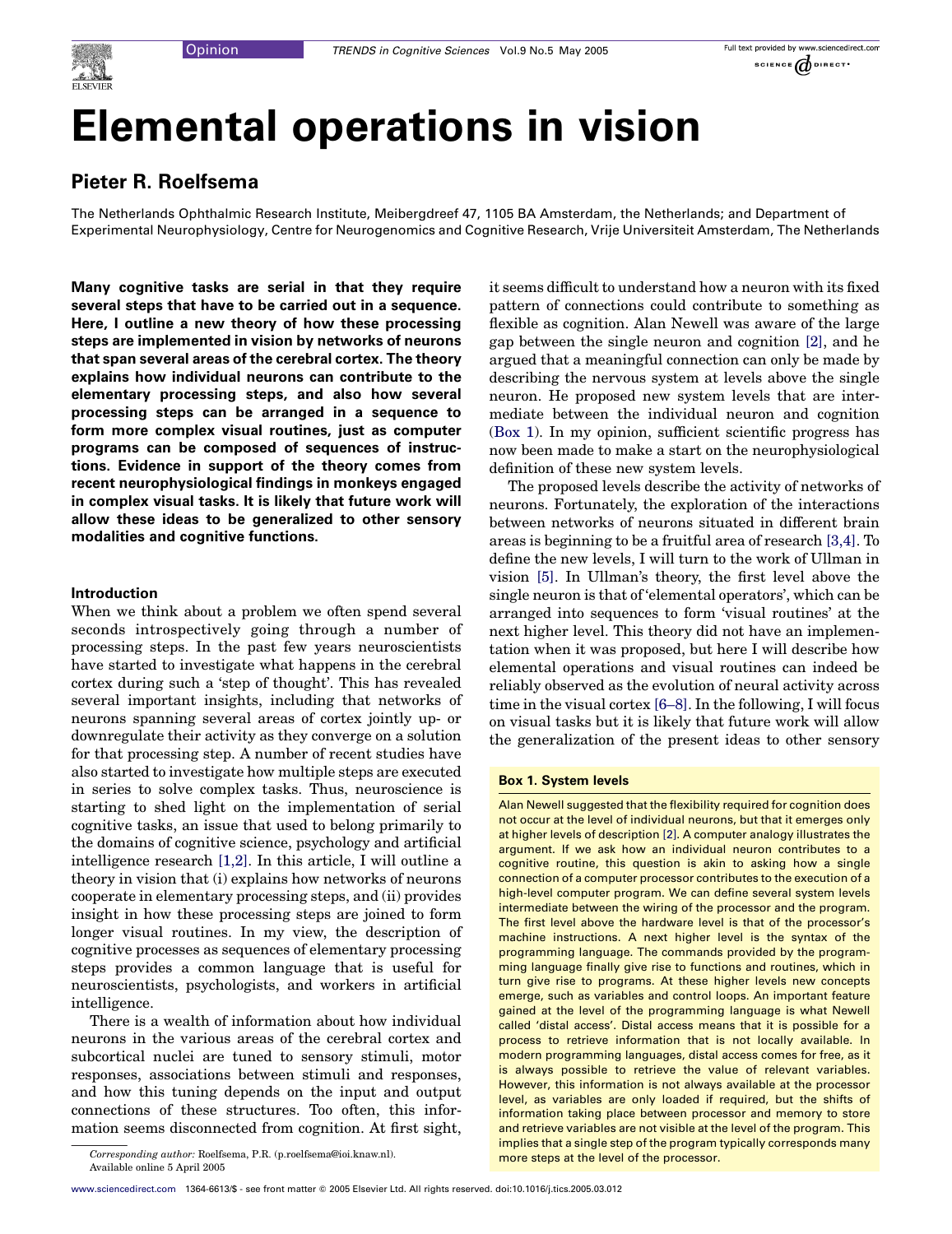Opinion

# Elemental operations in vision

## Pieter R. Roelfsema

The Netherlands Ophthalmic Research Institute, Meibergdreef 47, 1105 BA Amsterdam, the Netherlands; and Department of Experimental Neurophysiology, Centre for Neurogenomics and Cognitive Research, Vrije Universiteit Amsterdam, The Netherlands

**Many cognitive tasks are serial in that they require several steps that have to be carried out in a sequence. Here, I outline a new theory of how these processing steps are implemented in vision by networks of neurons that span several areas of the cerebral cortex. The theory explains how individual neurons can contribute to the elementary processing steps, and also how several processing steps can be arranged in a sequence to form more complex visual routines, just as computer programs can be composed of sequences of instructions. Evidence in support of the theory comes from recent neurophysiological findings in monkeys engaged in complex visual tasks. It is likely that future work will allow these ideas to be generalized to other sensory modalities and cognitive functions.**

### Introduction

When we think about a problem we often spend several seconds introspectively going through a number of processing steps. In the past few years neuroscientists have started to investigate what happens in the cerebral cortex during such a 'step of thought'. This has revealed several important insights, including that networks of neurons spanning several areas of cortex jointly up- or downregulate their activity as they converge on a solution for that processing step. A number of recent studies have also started to investigate how multiple steps are executed in series to solve complex tasks. Thus, neuroscience is starting to shed light on the implementation of serial cognitive tasks, an issue that used to belong primarily to the domains of cognitive science, psychology and artificial intelligence research [1,2]. In this article, I will outline a theory in vision that (i) explains how networks of neurons cooperate in elementary processing steps, and (ii) provides insight in how these processing steps are joined to form longer visual routines. In my view, the description of cognitive processes as sequences of elementary processing steps provides a common language that is useful for neuroscientists, psychologists, and workers in artificial intelligence.

There is a wealth of information about how individual neurons in the various areas of the cerebral cortex and subcortical nuclei are tuned to sensory stimuli, motor responses, associations between stimuli and responses, and how this tuning depends on the input and output connections of these structures. Too often, this information seems disconnected from cognition. At first sight, it seems difficult to understand how a neuron with its fixed pattern of connections could contribute to something as flexible as cognition. Alan Newell was aware of the large gap between the single neuron and cognition [2], and he argued that a meaningful connection can only be made by describing the nervous system at levels above the single neuron. He proposed new system levels that are intermediate between the individual neuron and cognition (Box 1). In my opinion, sufficient scientific progress has now been made to make a start on the neurophysiological definition of these new system levels.

The proposed levels describe the activity of networks of neurons. Fortunately, the exploration of the interactions between networks of neurons situated in different brain areas is beginning to be a fruitful area of research [3,4]. To define the new levels, I will turn to the work of Ullman in vision [5]. In Ullman's theory, the first level above the single neuron is that of 'elemental operators', which can be arranged into sequences to form 'visual routines' at the next higher level. This theory did not have an implementation when it was proposed, but here I will describe how elemental operations and visual routines can indeed be reliably observed as the evolution of neural activity across time in the visual cortex [6–8]. In the following, I will focus on visual tasks but it is likely that future work will allow the generalization of the present ideas to other sensory

**Box 1. System levels**

Alan Newell suggested that the flexibility required for cognition does not occur at the level of individual neurons, but that it emerges only at higher levels of description [2]. A computer analogy illustrates the argument. If we ask how an individual neuron contributes to a cognitive routine, this question is akin to asking how a single connection of a computer processor contributes to the execution of a high-level computer program. We can define several system levels intermediate between the wiring of the processor and the program. The first level above the hardware level is that of the processor's machine instructions. A next higher level is the syntax of the programming language. The commands provided by the programming language finally give rise to functions and routines, which in turn give rise to programs. At these higher levels new concepts emerge, such as variables and control loops. An important feature gained at the level of the programming language is what Newell called 'distal access'. Distal access means that it is possible for a process to retrieve information that is not locally available. In modern programming languages, distal access comes for free, as it is always possible to retrieve the value of relevant variables. However, this information is not always available at the processor level, as variables are only loaded if required, but the shifts of information taking place between processor and memory to store and retrieve variables are not visible at the level of the program. This implies that a single step of the program typically corresponds many more steps at the level of the processor.

*Corresponding author:* Roelfsema, P.R. (p.roelfsema@ioi.knaw.nl).
Available online 5 April 2005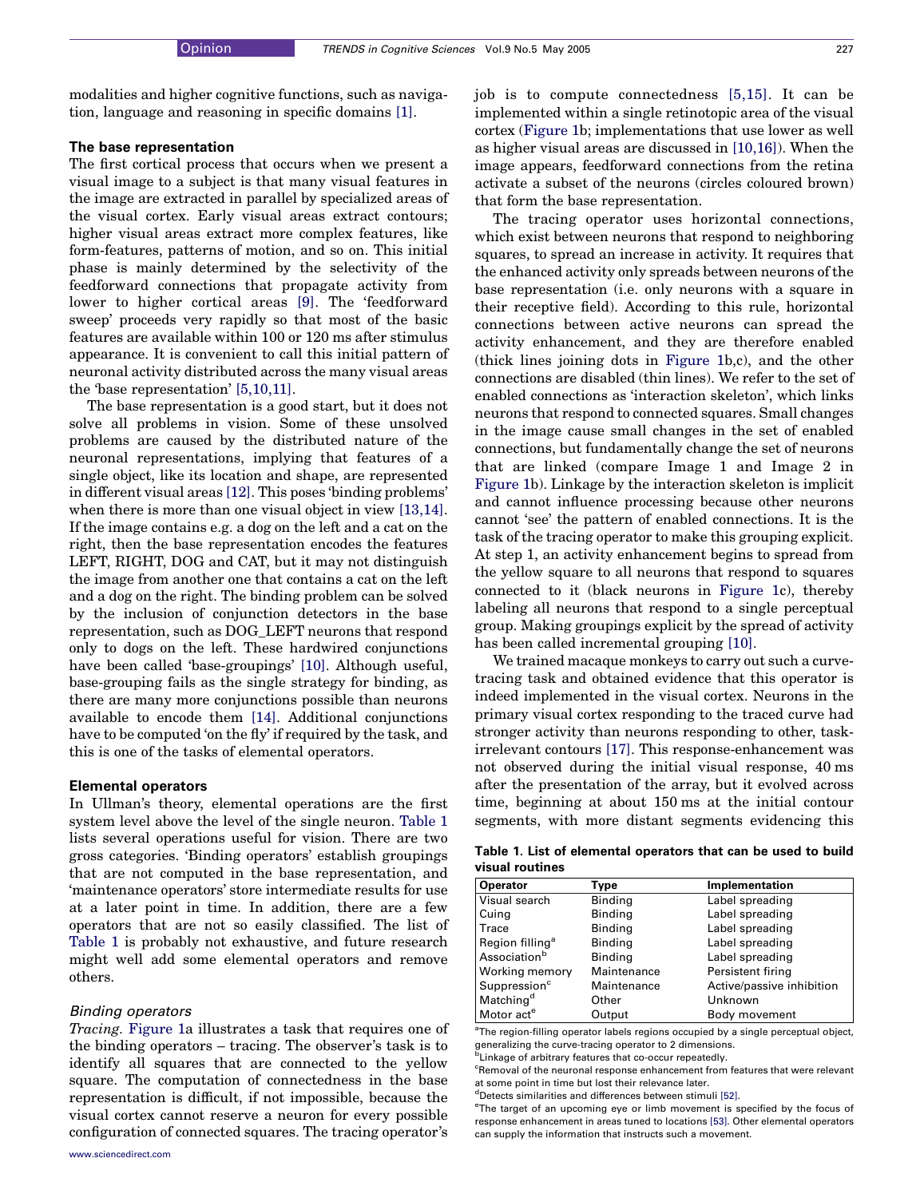modalities and higher cognitive functions, such as navigation, language and reasoning in specific domains [1].

### The base representation

The first cortical process that occurs when we present a visual image to a subject is that many visual features in the image are extracted in parallel by specialized areas of the visual cortex. Early visual areas extract contours; higher visual areas extract more complex features, like form-features, patterns of motion, and so on. This initial phase is mainly determined by the selectivity of the feedforward connections that propagate activity from lower to higher cortical areas [9]. The 'feedforward sweep' proceeds very rapidly so that most of the basic features are available within 100 or 120 ms after stimulus appearance. It is convenient to call this initial pattern of neuronal activity distributed across the many visual areas the 'base representation' [5,10,11].

The base representation is a good start, but it does not solve all problems in vision. Some of these unsolved problems are caused by the distributed nature of the neuronal representations, implying that features of a single object, like its location and shape, are represented in different visual areas [12]. This poses 'binding problems' when there is more than one visual object in view [13,14]. If the image contains e.g. a dog on the left and a cat on the right, then the base representation encodes the features LEFT, RIGHT, DOG and CAT, but it may not distinguish the image from another one that contains a cat on the left and a dog on the right. The binding problem can be solved by the inclusion of conjunction detectors in the base representation, such as DOG_LEFT neurons that respond only to dogs on the left. These hardwired conjunctions have been called 'base-groupings' [10]. Although useful, base-grouping fails as the single strategy for binding, as there are many more conjunctions possible than neurons available to encode them [14]. Additional conjunctions have to be computed 'on the fly' if required by the task, and this is one of the tasks of elemental operators.

### Elemental operators

In Ullman's theory, elemental operations are the first system level above the level of the single neuron. Table 1 lists several operations useful for vision. There are two gross categories. 'Binding operators' establish groupings that are not computed in the base representation, and 'maintenance operators' store intermediate results for use at a later point in time. In addition, there are a few operators that are not so easily classified. The list of Table 1 is probably not exhaustive, and future research might well add some elemental operators and remove others.

#### *Binding operators*

*Tracing.* Figure 1a illustrates a task that requires one of the binding operators – tracing. The observer's task is to identify all squares that are connected to the yellow square. The computation of connectedness in the base representation is difficult, if not impossible, because the visual cortex cannot reserve a neuron for every possible configuration of connected squares. The tracing operator's job is to compute connectedness [5,15]. It can be implemented within a single retinotopic area of the visual cortex (Figure 1b; implementations that use lower as well as higher visual areas are discussed in [10,16]). When the image appears, feedforward connections from the retina activate a subset of the neurons (circles coloured brown) that form the base representation.

The tracing operator uses horizontal connections, which exist between neurons that respond to neighboring squares, to spread an increase in activity. It requires that the enhanced activity only spreads between neurons of the base representation (i.e. only neurons with a square in their receptive field). According to this rule, horizontal connections between active neurons can spread the activity enhancement, and they are therefore enabled (thick lines joining dots in Figure 1b,c), and the other connections are disabled (thin lines). We refer to the set of enabled connections as 'interaction skeleton', which links neurons that respond to connected squares. Small changes in the image cause small changes in the set of enabled connections, but fundamentally change the set of neurons that are linked (compare Image 1 and Image 2 in Figure 1b). Linkage by the interaction skeleton is implicit and cannot influence processing because other neurons cannot 'see' the pattern of enabled connections. It is the task of the tracing operator to make this grouping explicit. At step 1, an activity enhancement begins to spread from the yellow square to all neurons that respond to squares connected to it (black neurons in Figure 1c), thereby labeling all neurons that respond to a single perceptual group. Making groupings explicit by the spread of activity has been called incremental grouping [10].

We trained macaque monkeys to carry out such a curve-tracing task and obtained evidence that this operator is indeed implemented in the visual cortex. Neurons in the primary visual cortex responding to the traced curve had stronger activity than neurons responding to other, task-irrelevant contours [17]. This response-enhancement was not observed during the initial visual response, 40 ms after the presentation of the array, but it evolved across time, beginning at about 150 ms at the initial contour segments, with more distant segments evidencing this

**Table 1. List of elemental operators that can be used to build visual routines**

| Operator | Type | Implementation |
|---|---|---|
| Visual search | Binding | Label spreading |
| Cuing | Binding | Label spreading |
| Trace | Binding | Label spreading |
| Region filling[a] | Binding | Label spreading |
| Association[b] | Binding | Label spreading |
| Working memory | Maintenance | Persistent firing |
| Suppression[c] | Maintenance | Active/passive inhibition |
| Matching[d] | Other | Unknown |
| Motor act[e] | Output | Body movement |

[a]The region-filling operator labels regions occupied by a single perceptual object, generalizing the curve-tracing operator to 2 dimensions.
[b]Linkage of arbitrary features that co-occur repeatedly.
[c]Removal of the neuronal response enhancement from features that were relevant at some point in time but lost their relevance later.
[d]Detects similarities and differences between stimuli [52].
[e]The target of an upcoming eye or limb movement is specified by the focus of response enhancement in areas tuned to locations [53]. Other elemental operators can supply the information that instructs such a movement.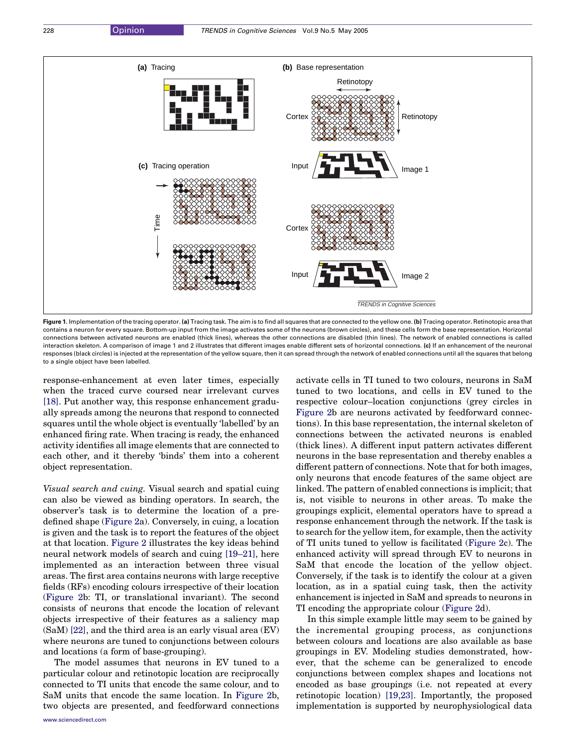**Figure 1.** Implementation of the tracing operator. **(a)** Tracing task. The aim is to find all squares that are connected to the yellow one. **(b)** Tracing operator. Retinotopic area that contains a neuron for every square. Bottom-up input from the image activates some of the neurons (brown circles), and these cells form the base representation. Horizontal connections between activated neurons are enabled (thick lines), whereas the other connections are disabled (thin lines). The network of enabled connections is called interaction skeleton. A comparison of image 1 and 2 illustrates that different images enable different sets of horizontal connections. **(c)** If an enhancement of the neuronal responses (black circles) is injected at the representation of the yellow square, then it can spread through the network of enabled connections until all the squares that belong to a single object have been labelled.

response-enhancement at even later times, especially when the traced curve coursed near irrelevant curves [18]. Put another way, this response enhancement gradually spreads among the neurons that respond to connected squares until the whole object is eventually 'labelled' by an enhanced firing rate. When tracing is ready, the enhanced activity identifies all image elements that are connected to each other, and it thereby 'binds' them into a coherent object representation.

*Visual search and cuing.* Visual search and spatial cuing can also be viewed as binding operators. In search, the observer's task is to determine the location of a predefined shape (Figure 2a). Conversely, in cuing, a location is given and the task is to report the features of the object at that location. Figure 2 illustrates the key ideas behind neural network models of search and cuing [19–21], here implemented as an interaction between three visual areas. The first area contains neurons with large receptive fields (RFs) encoding colours irrespective of their location (Figure 2b: TI, or translational invariant). The second consists of neurons that encode the location of relevant objects irrespective of their features as a saliency map (SaM) [22], and the third area is an early visual area (EV) where neurons are tuned to conjunctions between colours and locations (a form of base-grouping).

The model assumes that neurons in EV tuned to a particular colour and retinotopic location are reciprocally connected to TI units that encode the same colour, and to SaM units that encode the same location. In Figure 2b, two objects are presented, and feedforward connections activate cells in TI tuned to two colours, neurons in SaM tuned to two locations, and cells in EV tuned to the respective colour–location conjunctions (grey circles in Figure 2b are neurons activated by feedforward connections). In this base representation, the internal skeleton of connections between the activated neurons is enabled (thick lines). A different input pattern activates different neurons in the base representation and thereby enables a different pattern of connections. Note that for both images, only neurons that encode features of the same object are linked. The pattern of enabled connections is implicit; that is, not visible to neurons in other areas. To make the groupings explicit, elemental operators have to spread a response enhancement through the network. If the task is to search for the yellow item, for example, then the activity of TI units tuned to yellow is facilitated (Figure 2c). The enhanced activity will spread through EV to neurons in SaM that encode the location of the yellow object. Conversely, if the task is to identify the colour at a given location, as in a spatial cuing task, then the activity enhancement is injected in SaM and spreads to neurons in TI encoding the appropriate colour (Figure 2d).

In this simple example little may seem to be gained by the incremental grouping process, as conjunctions between colours and locations are also available as base groupings in EV. Modeling studies demonstrated, however, that the scheme can be generalized to encode conjunctions between complex shapes and locations not encoded as base groupings (i.e. not repeated at every retinotopic location) [19,23]. Importantly, the proposed implementation is supported by neurophysiological data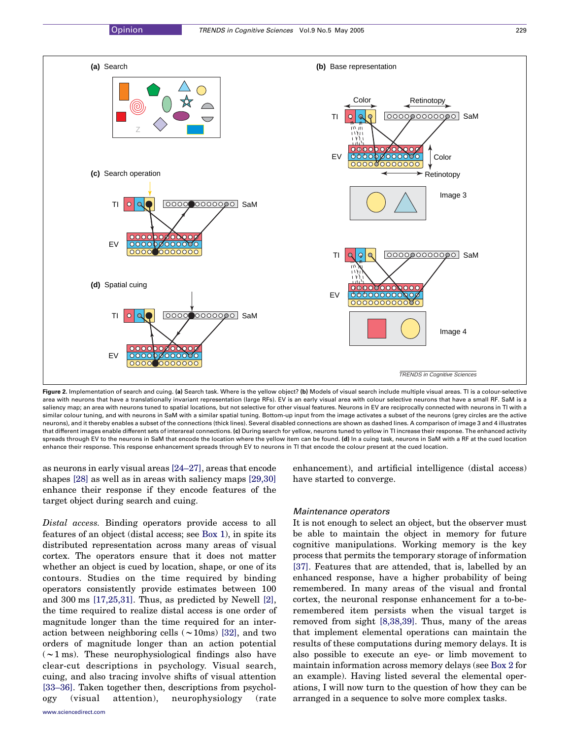**Figure 2.** Implementation of search and cuing. **(a)** Search task. Where is the yellow object? **(b)** Models of visual search include multiple visual areas. TI is a colour-selective area with neurons that have a translationally invariant representation (large RFs). EV is an early visual area with colour selective neurons that have a small RF. SaM is a saliency map; an area with neurons tuned to spatial locations, but not selective for other visual features. Neurons in EV are reciprocally connected with neurons in TI with a similar colour tuning, and with neurons in SaM with a similar spatial tuning. Bottom-up input from the image activates a subset of the neurons (grey circles are the active neurons), and it thereby enables a subset of the connections (thick lines). Several disabled connections are shown as dashed lines. A comparison of image 3 and 4 illustrates that different images enable different sets of interareal connections. **(c)** During search for yellow, neurons tuned to yellow in TI increase their response. The enhanced activity spreads through EV to the neurons in SaM that encode the location where the yellow item can be found. **(d)** In a cuing task, neurons in SaM with a RF at the cued location enhance their response. This response enhancement spreads through EV to neurons in TI that encode the colour present at the cued location.

as neurons in early visual areas [24–27], areas that encode shapes [28] as well as in areas with saliency maps [29,30] enhance their response if they encode features of the target object during search and cuing.

*Distal access.* Binding operators provide access to all features of an object (distal access; see Box 1), in spite its distributed representation across many areas of visual cortex. The operators ensure that it does not matter whether an object is cued by location, shape, or one of its contours. Studies on the time required by binding operators consistently provide estimates between 100 and 300 ms [17,25,31]. Thus, as predicted by Newell [2], the time required to realize distal access is one order of magnitude longer than the time required for an interaction between neighboring cells ($\sim$10ms) [32], and two orders of magnitude longer than an action potential ($\sim$1 ms). These neurophysiological findings also have clear-cut descriptions in psychology. Visual search, cuing, and also tracing involve shifts of visual attention [33–36]. Taken together then, descriptions from psychology (visual attention), neurophysiology (rate enhancement), and artificial intelligence (distal access) have started to converge.

### Maintenance operators

It is not enough to select an object, but the observer must be able to maintain the object in memory for future cognitive manipulations. Working memory is the key process that permits the temporary storage of information [37]. Features that are attended, that is, labelled by an enhanced response, have a higher probability of being remembered. In many areas of the visual and frontal cortex, the neuronal response enhancement for a to-be-remembered item persists when the visual target is removed from sight [8,38,39]. Thus, many of the areas that implement elemental operations can maintain the results of these computations during memory delays. It is also possible to execute an eye- or limb movement to maintain information across memory delays (see Box 2 for an example). Having listed several the elemental operations, I will now turn to the question of how they can be arranged in a sequence to solve more complex tasks.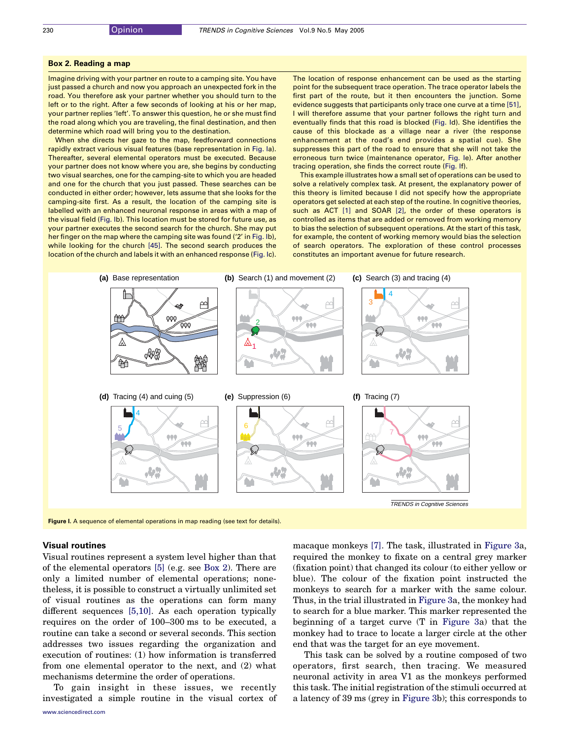### Box 2. Reading a map

Imagine driving with your partner en route to a camping site. You have just passed a church and now you approach an unexpected fork in the road. You therefore ask your partner whether you should turn to the left or to the right. After a few seconds of looking at his or her map, your partner replies 'left'. To answer this question, he or she must find the road along which you are traveling, the final destination, and then determine which road will bring you to the destination.

When she directs her gaze to the map, feedforward connections rapidly extract various visual features (base representation in Fig. Ia). Thereafter, several elemental operators must be executed. Because your partner does not know where you are, she begins by conducting two visual searches, one for the camping-site to which you are headed and one for the church that you just passed. These searches can be conducted in either order; however, lets assume that she looks for the camping-site first. As a result, the location of the camping site is labelled with an enhanced neuronal response in areas with a map of the visual field (Fig. Ib). This location must be stored for future use, as your partner executes the second search for the church. She may put her finger on the map where the camping site was found ('2' in Fig. Ib), while looking for the church [45]. The second search produces the location of the church and labels it with an enhanced response (Fig. Ic).

The location of response enhancement can be used as the starting point for the subsequent trace operation. The trace operator labels the first part of the route, but it then encounters the junction. Some evidence suggests that participants only trace one curve at a time [51], I will therefore assume that your partner follows the right turn and eventually finds that this road is blocked (Fig. Id). She identifies the cause of this blockade as a village near a river (the response enhancement at the road's end provides a spatial cue). She suppresses this part of the road to ensure that she will not take the erroneous turn twice (maintenance operator, Fig. Ie). After another tracing operation, she finds the correct route (Fig. If).

This example illustrates how a small set of operations can be used to solve a relatively complex task. At present, the explanatory power of this theory is limited because I did not specify how the appropriate operators get selected at each step of the routine. In cognitive theories, such as ACT [1] and SOAR [2], the order of these operators is controlled as items that are added or removed from working memory to bias the selection of subsequent operations. At the start of this task, for example, the content of working memory would bias the selection of search operators. The exploration of these control processes constitutes an important avenue for future research.

**Figure I.** A sequence of elemental operations in map reading (see text for details).

## Visual routines

Visual routines represent a system level higher than that of the elemental operators [5] (e.g. see Box 2). There are only a limited number of elemental operations; nonetheless, it is possible to construct a virtually unlimited set of visual routines as the operations can form many different sequences [5,10]. As each operation typically requires on the order of 100–300 ms to be executed, a routine can take a second or several seconds. This section addresses two issues regarding the organization and execution of routines: (1) how information is transferred from one elemental operator to the next, and (2) what mechanisms determine the order of operations.

To gain insight in these issues, we recently investigated a simple routine in the visual cortex of macaque monkeys [7]. The task, illustrated in Figure 3a, required the monkey to fixate on a central grey marker (fixation point) that changed its colour (to either yellow or blue). The colour of the fixation point instructed the monkeys to search for a marker with the same colour. Thus, in the trial illustrated in Figure 3a, the monkey had to search for a blue marker. This marker represented the beginning of a target curve (T in Figure 3a) that the monkey had to trace to locate a larger circle at the other end that was the target for an eye movement.

This task can be solved by a routine composed of two operators, first search, then tracing. We measured neuronal activity in area V1 as the monkeys performed this task. The initial registration of the stimuli occurred at a latency of 39 ms (grey in Figure 3b); this corresponds to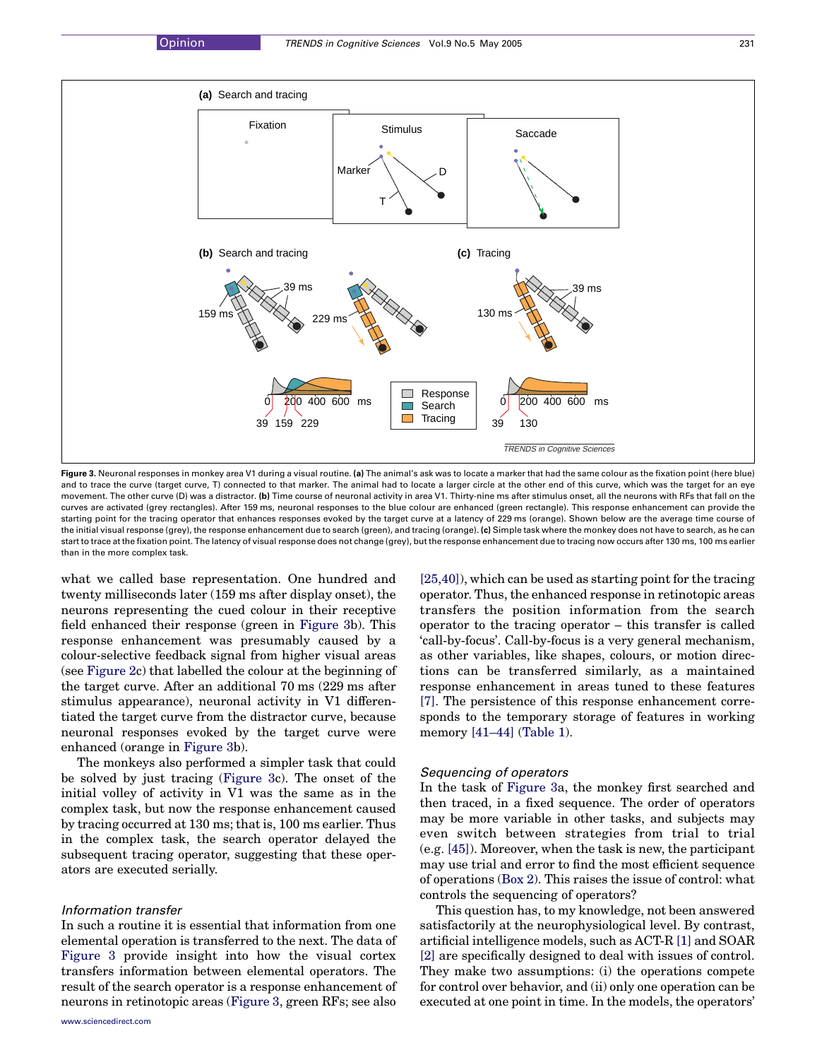**Figure 3.** Neuronal responses in monkey area V1 during a visual routine. **(a)** The animal's task was to locate a marker that had the same colour as the fixation point (here blue) and to trace the curve (target curve, T) connected to that marker. The animal had to locate a larger circle at the other end of this curve, which was the target for an eye movement. The other curve (D) was a distractor. **(b)** Time course of neuronal activity in area V1. Thirty-nine ms after stimulus onset, all the neurons with RFs that fall on the curves are activated (grey rectangles). After 159 ms, neuronal responses to the blue colour are enhanced (green rectangle). This response enhancement can provide the starting point for the tracing operator that enhances responses evoked by the target curve at a latency of 229 ms (orange). Shown below are the average time course of the initial visual response (grey), the response enhancement due to search (green), and tracing (orange). **(c)** Simple task where the monkey does not have to search, as he can start to trace at the fixation point. The latency of visual response does not change (grey), but the response enhancement due to tracing now occurs after 130 ms, 100 ms earlier than in the more complex task.

what we called base representation. One hundred and twenty milliseconds later (159 ms after display onset), the neurons representing the cued colour in their receptive field enhanced their response (green in Figure 3b). This response enhancement was presumably caused by a colour-selective feedback signal from higher visual areas (see Figure 2c) that labelled the colour at the beginning of the target curve. After an additional 70 ms (229 ms after stimulus appearance), neuronal activity in V1 differentiated the target curve from the distractor curve, because neuronal responses evoked by the target curve were enhanced (orange in Figure 3b).

The monkeys also performed a simpler task that could be solved by just tracing (Figure 3c). The onset of the initial volley of activity in V1 was the same as in the complex task, but now the response enhancement caused by tracing occurred at 130 ms; that is, 100 ms earlier. Thus in the complex task, the search operator delayed the subsequent tracing operator, suggesting that these operators are executed serially.

### *Information transfer*

In such a routine it is essential that information from one elemental operation is transferred to the next. The data of Figure 3 provide insight into how the visual cortex transfers information between elemental operators. The result of the search operator is a response enhancement of neurons in retinotopic areas (Figure 3, green RFs; see also [25,40]), which can be used as starting point for the tracing operator. Thus, the enhanced response in retinotopic areas transfers the position information from the search operator to the tracing operator – this transfer is called 'call-by-focus'. Call-by-focus is a very general mechanism, as other variables, like shapes, colours, or motion directions can be transferred similarly, as a maintained response enhancement in areas tuned to these features [7]. The persistence of this response enhancement corresponds to the temporary storage of features in working memory [41–44] (Table 1).

### *Sequencing of operators*

In the task of Figure 3a, the monkey first searched and then traced, in a fixed sequence. The order of operators may be more variable in other tasks, and subjects may even switch between strategies from trial to trial (e.g. [45]). Moreover, when the task is new, the participant may use trial and error to find the most efficient sequence of operations (Box 2). This raises the issue of control: what controls the sequencing of operators?

This question has, to my knowledge, not been answered satisfactorily at the neurophysiological level. By contrast, artificial intelligence models, such as ACT-R [1] and SOAR [2] are specifically designed to deal with issues of control. They make two assumptions: (i) the operations compete for control over behavior, and (ii) only one operation can be executed at one point in time. In the models, the operators'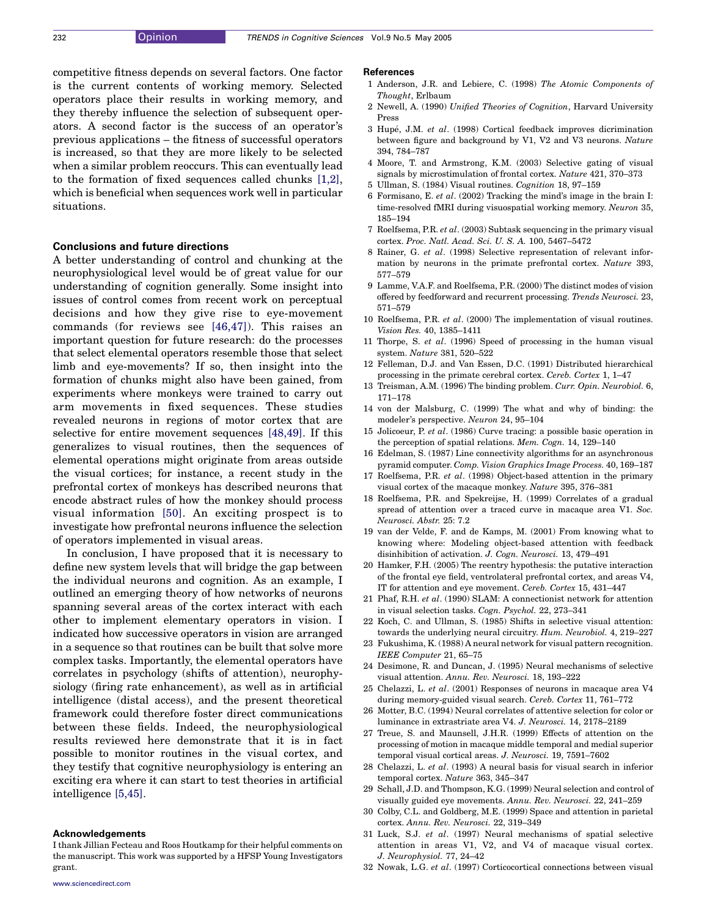competitive fitness depends on several factors. One factor is the current contents of working memory. Selected operators place their results in working memory, and they thereby influence the selection of subsequent operators. A second factor is the success of an operator's previous applications – the fitness of successful operators is increased, so that they are more likely to be selected when a similar problem reoccurs. This can eventually lead to the formation of fixed sequences called chunks [1,2], which is beneficial when sequences work well in particular situations.

## Conclusions and future directions

A better understanding of control and chunking at the neurophysiological level would be of great value for our understanding of cognition generally. Some insight into issues of control comes from recent work on perceptual decisions and how they give rise to eye-movement commands (for reviews see [46,47]). This raises an important question for future research: do the processes that select elemental operators resemble those that select limb and eye-movements? If so, then insight into the formation of chunks might also have been gained, from experiments where monkeys were trained to carry out arm movements in fixed sequences. These studies revealed neurons in regions of motor cortex that are selective for entire movement sequences [48,49]. If this generalizes to visual routines, then the sequences of elemental operations might originate from areas outside the visual cortices; for instance, a recent study in the prefrontal cortex of monkeys has described neurons that encode abstract rules of how the monkey should process visual information [50]. An exciting prospect is to investigate how prefrontal neurons influence the selection of operators implemented in visual areas.

In conclusion, I have proposed that it is necessary to define new system levels that will bridge the gap between the individual neurons and cognition. As an example, I outlined an emerging theory of how networks of neurons spanning several areas of the cortex interact with each other to implement elementary operators in vision. I indicated how successive operators in vision are arranged in a sequence so that routines can be built that solve more complex tasks. Importantly, the elemental operators have correlates in psychology (shifts of attention), neurophysiology (firing rate enhancement), as well as in artificial intelligence (distal access), and the present theoretical framework could therefore foster direct communications between these fields. Indeed, the neurophysiological results reviewed here demonstrate that it is in fact possible to monitor routines in the visual cortex, and they testify that cognitive neurophysiology is entering an exciting era where it can start to test theories in artificial intelligence [5,45].

### Acknowledgements

I thank Jillian Fecteau and Roos Houtkamp for their helpful comments on the manuscript. This work was supported by a HFSP Young Investigators grant.

## References

1 Anderson, J.R. and Lebiere, C. (1998) *The Atomic Components of Thought*, Erlbaum

2 Newell, A. (1990) *Unified Theories of Cognition*, Harvard University Press

3 Hupé, J.M. *et al*. (1998) Cortical feedback improves dicrimination between figure and background by V1, V2 and V3 neurons. *Nature* 394, 784–787

4 Moore, T. and Armstrong, K.M. (2003) Selective gating of visual signals by microstimulation of frontal cortex. *Nature* 421, 370–373

5 Ullman, S. (1984) Visual routines. *Cognition* 18, 97–159

6 Formisano, E. *et al*. (2002) Tracking the mind's image in the brain I: time-resolved fMRI during visuospatial working memory. *Neuron* 35, 185–194

7 Roelfsema, P.R. *et al*. (2003) Subtask sequencing in the primary visual cortex. *Proc. Natl. Acad. Sci. U. S. A.* 100, 5467–5472

8 Rainer, G. *et al*. (1998) Selective representation of relevant information by neurons in the primate prefrontal cortex. *Nature* 393, 577–579

9 Lamme, V.A.F. and Roelfsema, P.R. (2000) The distinct modes of vision offered by feedforward and recurrent processing. *Trends Neurosci.* 23, 571–579

10 Roelfsema, P.R. *et al*. (2000) The implementation of visual routines. *Vision Res.* 40, 1385–1411

11 Thorpe, S. *et al*. (1996) Speed of processing in the human visual system. *Nature* 381, 520–522

12 Felleman, D.J. and Van Essen, D.C. (1991) Distributed hierarchical processing in the primate cerebral cortex. *Cereb. Cortex* 1, 1–47

13 Treisman, A.M. (1996) The binding problem. *Curr. Opin. Neurobiol.* 6, 171–178

14 von der Malsburg, C. (1999) The what and why of binding: the modeler's perspective. *Neuron* 24, 95–104

15 Jolicoeur, P. *et al*. (1986) Curve tracing: a possible basic operation in the perception of spatial relations. *Mem. Cogn.* 14, 129–140

16 Edelman, S. (1987) Line connectivity algorithms for an asynchronous pyramid computer. *Comp. Vision Graphics Image Process.* 40, 169–187

17 Roelfsema, P.R. *et al*. (1998) Object-based attention in the primary visual cortex of the macaque monkey. *Nature* 395, 376–381

18 Roelfsema, P.R. and Spekreijse, H. (1999) Correlates of a gradual spread of attention over a traced curve in macaque area V1. *Soc. Neurosci. Abstr.* 25: 7.2

19 van der Velde, F. and de Kamps, M. (2001) From knowing what to knowing where: Modeling object-based attention with feedback disinhibition of activation. *J. Cogn. Neurosci.* 13, 479–491

20 Hamker, F.H. (2005) The reentry hypothesis: the putative interaction of the frontal eye field, ventrolateral prefrontal cortex, and areas V4, IT for attention and eye movement. *Cereb. Cortex* 15, 431–447

21 Phaf, R.H. *et al*. (1990) SLAM: A connectionist network for attention in visual selection tasks. *Cogn. Psychol.* 22, 273–341

22 Koch, C. and Ullman, S. (1985) Shifts in selective visual attention: towards the underlying neural circuitry. *Hum. Neurobiol.* 4, 219–227

23 Fukushima, K. (1988) A neural network for visual pattern recognition. *IEEE Computer* 21, 65–75

24 Desimone, R. and Duncan, J. (1995) Neural mechanisms of selective visual attention. *Annu. Rev. Neurosci.* 18, 193–222

25 Chelazzi, L. *et al*. (2001) Responses of neurons in macaque area V4 during memory-guided visual search. *Cereb. Cortex* 11, 761–772

26 Motter, B.C. (1994) Neural correlates of attentive selection for color or luminance in extrastriate area V4. *J. Neurosci.* 14, 2178–2189

27 Treue, S. and Maunsell, J.H.R. (1999) Effects of attention on the processing of motion in macaque middle temporal and medial superior temporal visual cortical areas. *J. Neurosci.* 19, 7591–7602

28 Chelazzi, L. *et al*. (1993) A neural basis for visual search in inferior temporal cortex. *Nature* 363, 345–347

29 Schall, J.D. and Thompson, K.G. (1999) Neural selection and control of visually guided eye movements. *Annu. Rev. Neurosci.* 22, 241–259

30 Colby, C.L. and Goldberg, M.E. (1999) Space and attention in parietal cortex. *Annu. Rev. Neurosci.* 22, 319–349

31 Luck, S.J. *et al*. (1997) Neural mechanisms of spatial selective attention in areas V1, V2, and V4 of macaque visual cortex. *J. Neurophysiol.* 77, 24–42

32 Nowak, L.G. *et al*. (1997) Corticocortical connections between visual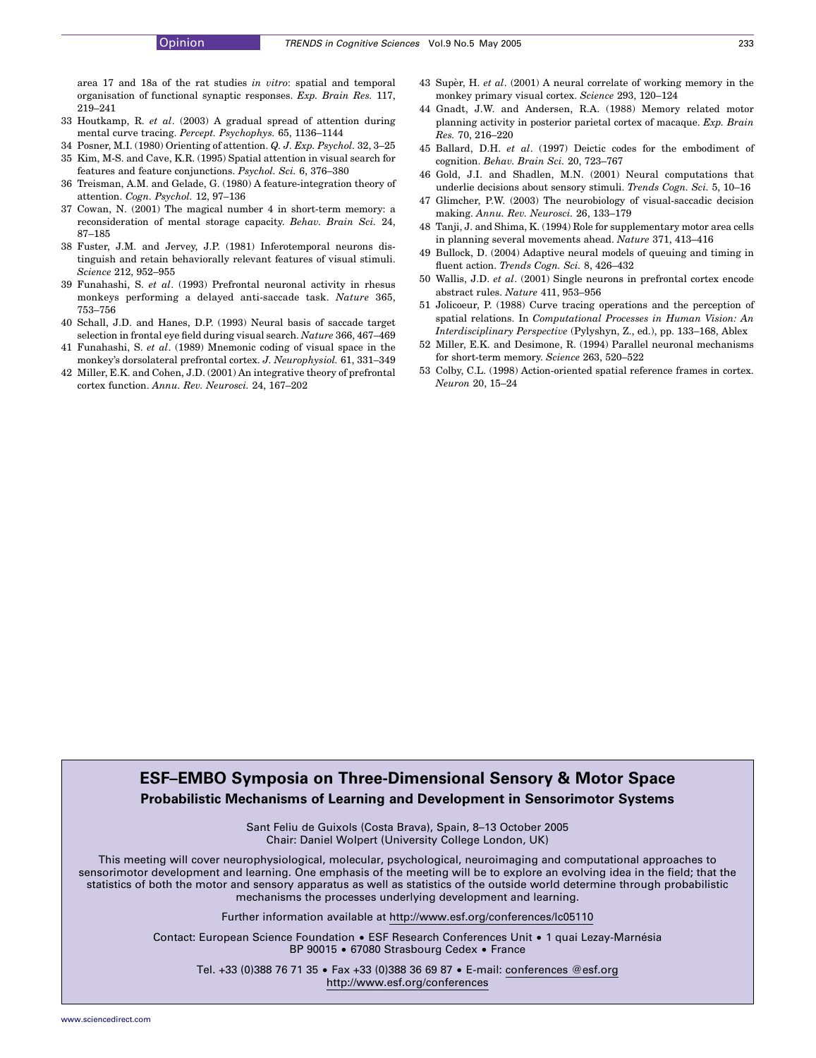area 17 and 18a of the rat studies *in vitro*: spatial and temporal organisation of functional synaptic responses. *Exp. Brain Res.* 117, 219–241

33 Houtkamp, R. *et al*. (2003) A gradual spread of attention during mental curve tracing. *Percept. Psychophys.* 65, 1136–1144

34 Posner, M.I. (1980) Orienting of attention. *Q. J. Exp. Psychol.* 32, 3–25

35 Kim, M-S. and Cave, K.R. (1995) Spatial attention in visual search for features and feature conjunctions. *Psychol. Sci.* 6, 376–380

36 Treisman, A.M. and Gelade, G. (1980) A feature-integration theory of attention. *Cogn. Psychol.* 12, 97–136

37 Cowan, N. (2001) The magical number 4 in short-term memory: a reconsideration of mental storage capacity. *Behav. Brain Sci.* 24, 87–185

38 Fuster, J.M. and Jervey, J.P. (1981) Inferotemporal neurons distinguish and retain behaviorally relevant features of visual stimuli. *Science* 212, 952–955

39 Funahashi, S. *et al*. (1993) Prefrontal neuronal activity in rhesus monkeys performing a delayed anti-saccade task. *Nature* 365, 753–756

40 Schall, J.D. and Hanes, D.P. (1993) Neural basis of saccade target selection in frontal eye field during visual search. *Nature* 366, 467–469

41 Funahashi, S. *et al*. (1989) Mnemonic coding of visual space in the monkey's dorsolateral prefrontal cortex. *J. Neurophysiol.* 61, 331–349

42 Miller, E.K. and Cohen, J.D. (2001) An integrative theory of prefrontal cortex function. *Annu. Rev. Neurosci.* 24, 167–202

43 Supèr, H. *et al*. (2001) A neural correlate of working memory in the monkey primary visual cortex. *Science* 293, 120–124

44 Gnadt, J.W. and Andersen, R.A. (1988) Memory related motor planning activity in posterior parietal cortex of macaque. *Exp. Brain Res.* 70, 216–220

45 Ballard, D.H. *et al*. (1997) Deictic codes for the embodiment of cognition. *Behav. Brain Sci.* 20, 723–767

46 Gold, J.I. and Shadlen, M.N. (2001) Neural computations that underlie decisions about sensory stimuli. *Trends Cogn. Sci.* 5, 10–16

47 Glimcher, P.W. (2003) The neurobiology of visual-saccadic decision making. *Annu. Rev. Neurosci.* 26, 133–179

48 Tanji, J. and Shima, K. (1994) Role for supplementary motor area cells in planning several movements ahead. *Nature* 371, 413–416

49 Bullock, D. (2004) Adaptive neural models of queuing and timing in fluent action. *Trends Cogn. Sci.* 8, 426–432

50 Wallis, J.D. *et al*. (2001) Single neurons in prefrontal cortex encode abstract rules. *Nature* 411, 953–956

51 Jolicoeur, P. (1988) Curve tracing operations and the perception of spatial relations. In *Computational Processes in Human Vision: An Interdisciplinary Perspective* (Pylyshyn, Z., ed.), pp. 133–168, Ablex

52 Miller, E.K. and Desimone, R. (1994) Parallel neuronal mechanisms for short-term memory. *Science* 263, 520–522

53 Colby, C.L. (1998) Action-oriented spatial reference frames in cortex. *Neuron* 20, 15–24

## ESF–EMBO Symposia on Three-Dimensional Sensory & Motor Space

**Probabilistic Mechanisms of Learning and Development in Sensorimotor Systems**

Sant Feliu de Guixols (Costa Brava), Spain, 8–13 October 2005
Chair: Daniel Wolpert (University College London, UK)

This meeting will cover neurophysiological, molecular, psychological, neuroimaging and computational approaches to sensorimotor development and learning. One emphasis of the meeting will be to explore an evolving idea in the field; that the statistics of both the motor and sensory apparatus as well as statistics of the outside world determine through probabilistic mechanisms the processes underlying development and learning.

Further information available at http://www.esf.org/conferences/lc05110

Contact: European Science Foundation • ESF Research Conferences Unit • 1 quai Lezay-Marnésia
BP 90015 • 67080 Strasbourg Cedex • France

Tel. +33 (0)388 76 71 35 • Fax +33 (0)388 36 69 87 • E-mail: conferences @esf.org
http://www.esf.org/conferences